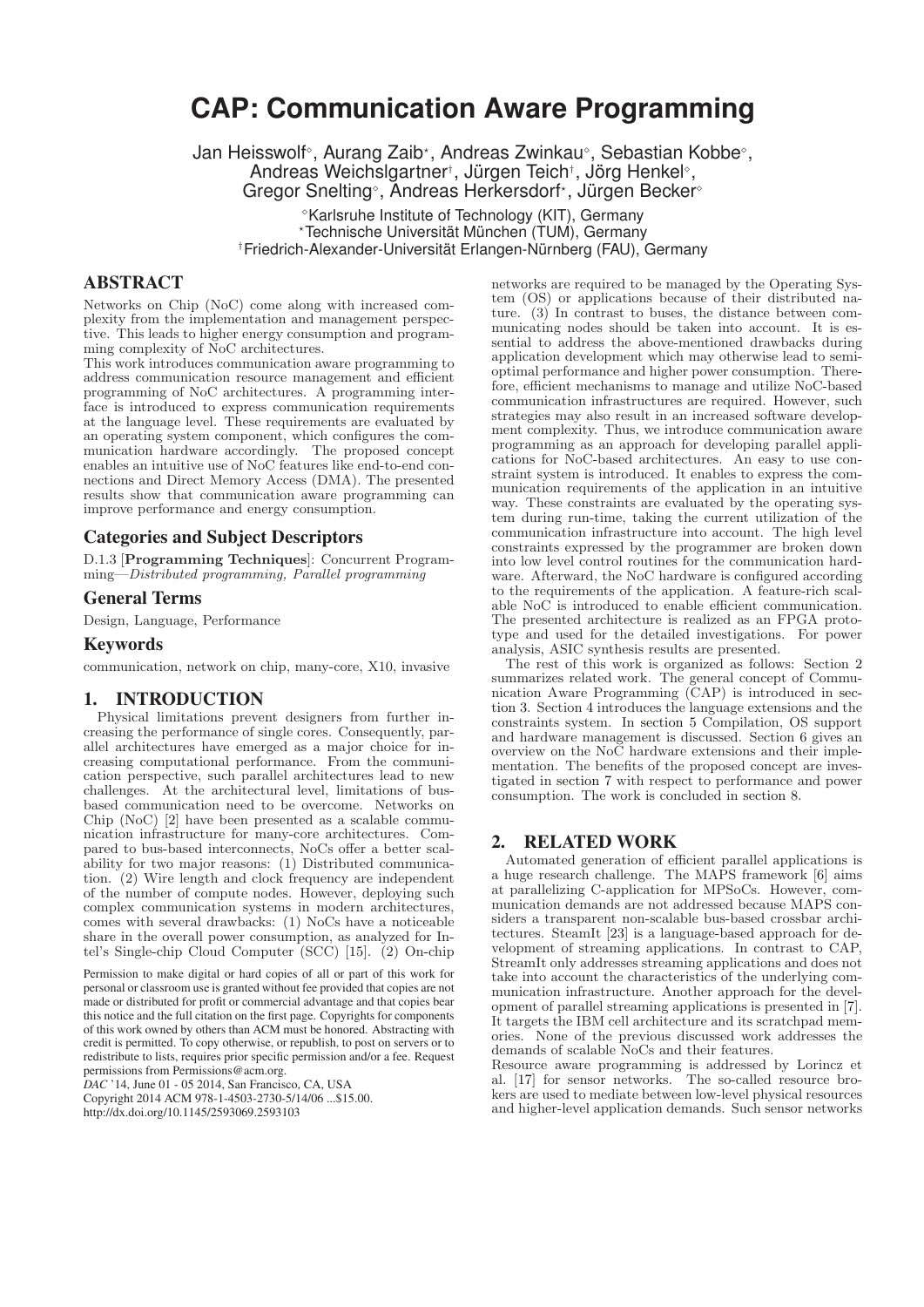# CAP: Communication Aware Programming

Jan Heisswolf[◇], Aurang Zaib[⋆], Andreas Zwinkau[◇], Sebastian Kobbe[◇], Andreas Weichslgartner[†], Jürgen Teich[†], Jörg Henkel[◇], Gregor Snelting[◇], Andreas Herkersdorf[⋆], Jürgen Becker[◇]

[◇]Karlsruhe Institute of Technology (KIT), Germany
[⋆]Technische Universität München (TUM), Germany
[†]Friedrich-Alexander-Universität Erlangen-Nürnberg (FAU), Germany

## ABSTRACT

Networks on Chip (NoC) come along with increased complexity from the implementation and management perspective. This leads to higher energy consumption and programming complexity of NoC architectures.

This work introduces communication aware programming to address communication resource management and efficient programming of NoC architectures. A programming interface is introduced to express communication requirements at the language level. These requirements are evaluated by an operating system component, which configures the communication hardware accordingly. The proposed concept enables an intuitive use of NoC features like end-to-end connections and Direct Memory Access (DMA). The presented results show that communication aware programming can improve performance and energy consumption.

## Categories and Subject Descriptors

D.1.3 [**Programming Techniques**]: Concurrent Programming—*Distributed programming, Parallel programming*

## General Terms

Design, Language, Performance

## Keywords

communication, network on chip, many-core, X10, invasive

## 1. INTRODUCTION

Physical limitations prevent designers from further increasing the performance of single cores. Consequently, parallel architectures have emerged as a major choice for increasing computational performance. From the communication perspective, such parallel architectures lead to new challenges. At the architectural level, limitations of bus-based communication need to be overcome. Networks on Chip (NoC) [2] have been presented as a scalable communication infrastructure for many-core architectures. Compared to bus-based interconnects, NoCs offer a better scalability for two major reasons: (1) Distributed communication. (2) Wire length and clock frequency are independent of the number of compute nodes. However, deploying such complex communication systems in modern architectures, comes with several drawbacks: (1) NoCs have a noticeable share in the overall power consumption, as analyzed for Intel's Single-chip Cloud Computer (SCC) [15]. (2) On-chip networks are required to be managed by the Operating System (OS) or applications because of their distributed nature. (3) In contrast to buses, the distance between communicating nodes should be taken into account. It is essential to address the above-mentioned drawbacks during application development which may otherwise lead to semioptimal performance and higher power consumption. Therefore, efficient mechanisms to manage and utilize NoC-based communication infrastructures are required. However, such strategies may also result in an increased software development complexity. Thus, we introduce communication aware programming as an approach for developing parallel applications for NoC-based architectures. An easy to use constraint system is introduced. It enables to express the communication requirements of the application in an intuitive way. These constraints are evaluated by the operating system during run-time, taking the current utilization of the communication infrastructure into account. The high level constraints expressed by the programmer are broken down into low level control routines for the communication hardware. Afterward, the NoC hardware is configured according to the requirements of the application. A feature-rich scalable NoC is introduced to enable efficient communication. The presented architecture is realized as an FPGA prototype and used for the detailed investigations. For power analysis, ASIC synthesis results are presented.

The rest of this work is organized as follows: Section 2 summarizes related work. The general concept of Communication Aware Programming (CAP) is introduced in section 3. Section 4 introduces the language extensions and the constraints system. In section 5 Compilation, OS support and hardware management is discussed. Section 6 gives an overview on the NoC hardware extensions and their implementation. The benefits of the proposed concept are investigated in section 7 with respect to performance and power consumption. The work is concluded in section 8.

Permission to make digital or hard copies of all or part of this work for personal or classroom use is granted without fee provided that copies are not made or distributed for profit or commercial advantage and that copies bear this notice and the full citation on the first page. Copyrights for components of this work owned by others than ACM must be honored. Abstracting with credit is permitted. To copy otherwise, or republish, to post on servers or to redistribute to lists, requires prior specific permission and/or a fee. Request permissions from Permissions@acm.org.
*DAC* '14, June 01 - 05 2014, San Francisco, CA, USA
Copyright 2014 ACM 978-1-4503-2730-5/14/06 ...$15.00.
http://dx.doi.org/10.1145/2593069.2593103

## 2. RELATED WORK

Automated generation of efficient parallel applications is a huge research challenge. The MAPS framework [6] aims at parallelizing C-application for MPSoCs. However, communication demands are not addressed because MAPS considers a transparent non-scalable bus-based crossbar architectures. SteamIt [23] is a language-based approach for development of streaming applications. In contrast to CAP, StreamIt only addresses streaming applications and does not take into account the characteristics of the underlying communication infrastructure. Another approach for the development of parallel streaming applications is presented in [7]. It targets the IBM cell architecture and its scratchpad memories. None of the previous discussed work addresses the demands of scalable NoCs and their features.

Resource aware programming is addressed by Lorincz et al. [17] for sensor networks. The so-called resource brokers are used to mediate between low-level physical resources and higher-level application demands. Such sensor networks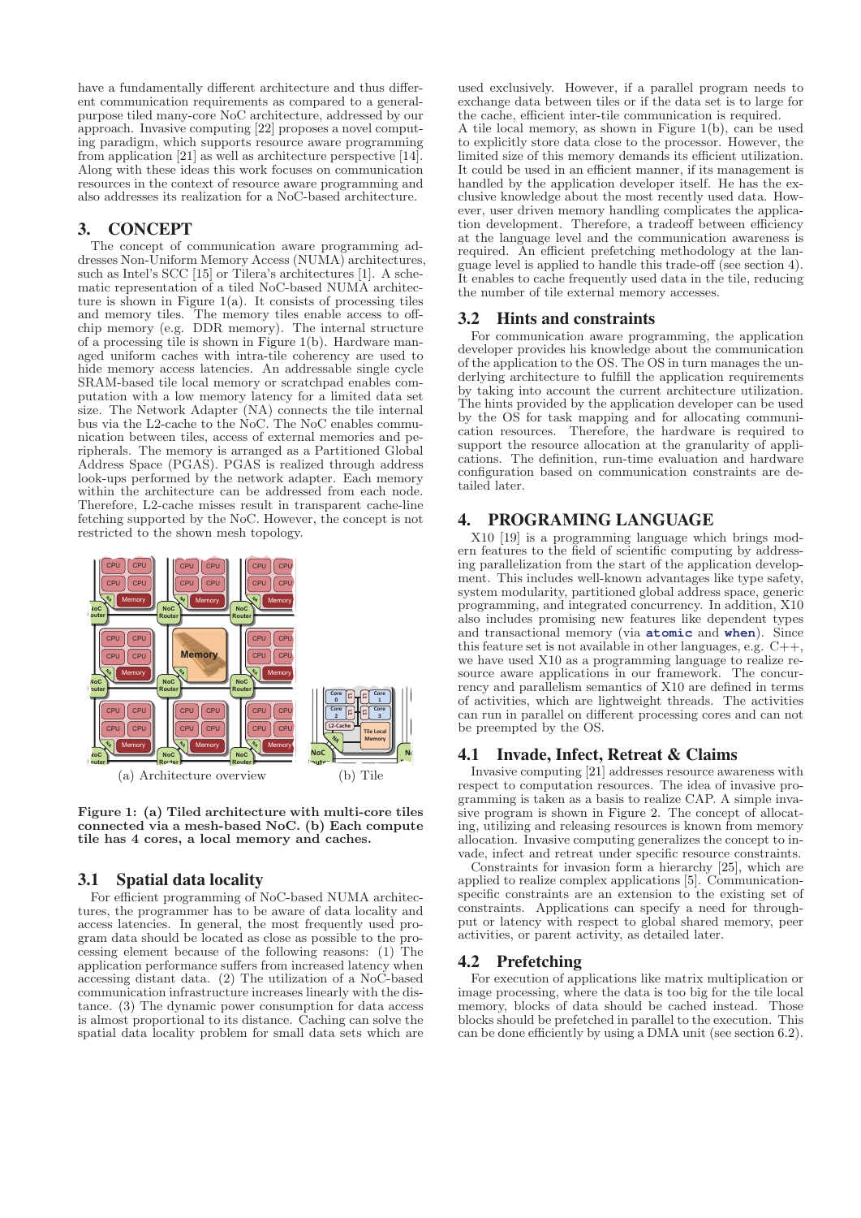have a fundamentally different architecture and thus different communication requirements as compared to a general-purpose tiled many-core NoC architecture, addressed by our approach. Invasive computing [22] proposes a novel computing paradigm, which supports resource aware programming from application [21] as well as architecture perspective [14]. Along with these ideas this work focuses on communication resources in the context of resource aware programming and also addresses its realization for a NoC-based architecture.

## 3. CONCEPT

The concept of communication aware programming addresses Non-Uniform Memory Access (NUMA) architectures, such as Intel's SCC [15] or Tilera's architectures [1]. A schematic representation of a tiled NoC-based NUMA architecture is shown in Figure 1(a). It consists of processing tiles and memory tiles. The memory tiles enable access to off-chip memory (e.g. DDR memory). The internal structure of a processing tile is shown in Figure 1(b). Hardware managed uniform caches with intra-tile coherency are used to hide memory access latencies. An addressable single cycle SRAM-based tile local memory or scratchpad enables computation with a low memory latency for a limited data set size. The Network Adapter (NA) connects the tile internal bus via the L2-cache to the NoC. The NoC enables communication between tiles, access of external memories and peripherals. The memory is arranged as a Partitioned Global Address Space (PGAS). PGAS is realized through address look-ups performed by the network adapter. Each memory within the architecture can be addressed from each node. Therefore, L2-cache misses result in transparent cache-line fetching supported by the NoC. However, the concept is not restricted to the shown mesh topology.

(a) Architecture overview (b) Tile

**Figure 1: (a) Tiled architecture with multi-core tiles connected via a mesh-based NoC. (b) Each compute tile has 4 cores, a local memory and caches.**

### 3.1 Spatial data locality

For efficient programming of NoC-based NUMA architectures, the programmer has to be aware of data locality and access latencies. In general, the most frequently used program data should be located as close as possible to the processing element because of the following reasons: (1) The application performance suffers from increased latency when accessing distant data. (2) The utilization of a NoC-based communication infrastructure increases linearly with the distance. (3) The dynamic power consumption for data access is almost proportional to its distance. Caching can solve the spatial data locality problem for small data sets which are used exclusively. However, if a parallel program needs to exchange data between tiles or if the data set is to large for the cache, efficient inter-tile communication is required.
A tile local memory, as shown in Figure 1(b), can be used to explicitly store data close to the processor. However, the limited size of this memory demands its efficient utilization. It could be used in an efficient manner, if its management is handled by the application developer itself. He has the exclusive knowledge about the most recently used data. However, user driven memory handling complicates the application development. Therefore, a tradeoff between efficiency at the language level and the communication awareness is required. An efficient prefetching methodology at the language level is applied to handle this trade-off (see section 4). It enables to cache frequently used data in the tile, reducing the number of tile external memory accesses.

### 3.2 Hints and constraints

For communication aware programming, the application developer provides his knowledge about the communication of the application to the OS. The OS in turn manages the underlying architecture to fulfill the application requirements by taking into account the current architecture utilization. The hints provided by the application developer can be used by the OS for task mapping and for allocating communication resources. Therefore, the hardware is required to support the resource allocation at the granularity of applications. The definition, run-time evaluation and hardware configuration based on communication constraints are detailed later.

## 4. PROGRAMING LANGUAGE

X10 [19] is a programming language which brings modern features to the field of scientific computing by addressing parallelization from the start of the application development. This includes well-known advantages like type safety, system modularity, partitioned global address space, generic programming, and integrated concurrency. In addition, X10 also includes promising new features like dependent types and transactional memory (via **atomic** and **when**). Since this feature set is not available in other languages, e.g. C++, we have used X10 as a programming language to realize resource aware applications in our framework. The concurrency and parallelism semantics of X10 are defined in terms of activities, which are lightweight threads. The activities can run in parallel on different processing cores and can not be preempted by the OS.

### 4.1 Invade, Infect, Retreat & Claims

Invasive computing [21] addresses resource awareness with respect to computation resources. The idea of invasive programming is taken as a basis to realize CAP. A simple invasive program is shown in Figure 2. The concept of allocating, utilizing and releasing resources is known from memory allocation. Invasive computing generalizes the concept to invade, infect and retreat under specific resource constraints.
Constraints for invasion form a hierarchy [25], which are applied to realize complex applications [5]. Communication-specific constraints are an extension to the existing set of constraints. Applications can specify a need for throughput or latency with respect to global shared memory, peer activities, or parent activity, as detailed later.

### 4.2 Prefetching

For execution of applications like matrix multiplication or image processing, where the data is too big for the tile local memory, blocks of data should be cached instead. Those blocks should be prefetched in parallel to the execution. This can be done efficiently by using a DMA unit (see section 6.2).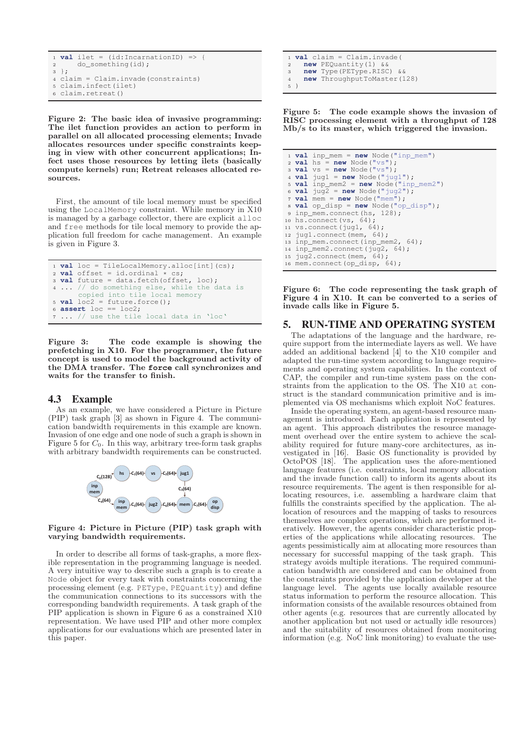```
1 val ilet = (id:IncarnationID) => {
2     do_something(id);
3 };
4 claim = Claim.invade(constraints)
5 claim.infect(ilet)
6 claim.retreat()
```

**Figure 2: The basic idea of invasive programming: The ilet function provides an action to perform in parallel on all allocated processing elements; Invade allocates resources under specific constraints keeping in view with other concurrent applications; Infect uses those resources by letting ilets (basically compute kernels) run; Retreat releases allocated resources.**

First, the amount of tile local memory must be specified using the `LocalMemory` constraint. While memory in X10 is managed by a garbage collector, there are explicit `alloc` and `free` methods for tile local memory to provide the application full freedom for cache management. An example is given in Figure 3.

```
1 val loc = TileLocalMemory.alloc[int](cs);
2 val offset = id.ordinal * cs;
3 val future = data.fetch(offset, loc);
4 ... // do something else, while the data is
      copied into tile local memory
5 val loc2 = future.force();
6 assert loc == loc2;
7 ... // use the tile local data in 'loc'
```

**Figure 3: The code example is showing the prefetching in X10. For the programmer, the future concept is used to model the background activity of the DMA transfer. The force call synchronizes and waits for the transfer to finish.**

### 4.3 Example

As an example, we have considered a Picture in Picture (PIP) task graph [3] as shown in Figure 4. The communication bandwidth requirements in this example are known. Invasion of one edge and one node of such a graph is shown in Figure 5 for $C_0$. In this way, arbitrary tree-form task graphs with arbitrary bandwidth requirements can be constructed.

**Figure 4: Picture in Picture (PIP) task graph with varying bandwidth requirements.**

In order to describe all forms of task-graphs, a more flexible representation in the programming language is needed. A very intuitive way to describe such a graph is to create a `Node` object for every task with constraints concerning the processing element (e.g. `PEType`, `PEQuantity`) and define the communication connections to its successors with the corresponding bandwidth requirements. A task graph of the PIP application is shown in Figure 6 as a constrained X10 representation. We have used PIP and other more complex applications for our evaluations which are presented later in this paper.

```
1 val claim = Claim.invade(
2   new PEQuantity(1) &&
3   new Type(PEType.RISC) &&
4   new ThroughputToMaster(128)
5 )
```

**Figure 5: The code example shows the invasion of RISC processing element with a throughput of 128 Mb/s to its master, which triggered the invasion.**

```
1 val inp_mem = new Node("inp_mem")
2 val hs = new Node("vs");
3 val vs = new Node("vs");
4 val jug1 = new Node("jug1");
5 val inp_mem2 = new Node("inp_mem2")
6 val jug2 = new Node("jug2");
7 val mem = new Node("mem");
8 val op_disp = new Node("op_disp");
9 inp_mem.connect(hs, 128);
10 hs.connect(vs, 64);
11 vs.connect(jug1, 64);
12 jug1.connect(mem, 64);
13 inp_mem.connect(inp_mem2, 64);
14 inp_mem2.connect(jug2, 64);
15 jug2.connect(mem, 64);
16 mem.connect(op_disp, 64);
```

**Figure 6: The code representing the task graph of Figure 4 in X10. It can be converted to a series of invade calls like in Figure 5.**

## 5. RUN-TIME AND OPERATING SYSTEM

The adaptations of the language and the hardware, require support from the intermediate layers as well. We have added an additional backend [4] to the X10 compiler and adapted the run-time system according to language requirements and operating system capabilities. In the context of CAP, the compiler and run-time system pass on the constraints from the application to the OS. The X10 `at` construct is the standard communication primitive and is implemented via OS mechanisms which exploit NoC features.

Inside the operating system, an agent-based resource management is introduced. Each application is represented by an agent. This approach distributes the resource management overhead over the entire system to achieve the scalability required for future many-core architectures, as investigated in [16]. Basic OS functionality is provided by OctoPOS [18]. The application uses the afore-mentioned language features (i.e. constraints, local memory allocation and the invade function call) to inform its agents about its resource requirements. The agent is then responsible for allocating resources, i.e. assembling a hardware claim that fulfills the constraints specified by the application. The allocation of resources and the mapping of tasks to resources themselves are complex operations, which are performed iteratively. However, the agents consider characteristic properties of the applications while allocating resources. The agents pessimistically aim at allocating more resources than necessary for successful mapping of the task graph. This strategy avoids multiple iterations. The required communication bandwidth are considered and can be obtained from the constraints provided by the application developer at the language level. The agents use locally available resource status information to perform the resource allocation. This information consists of the available resources obtained from other agents (e.g. resources that are currently allocated by another application but not used or actually idle resources) and the suitability of resources obtained from monitoring information (e.g. NoC link monitoring) to evaluate the use-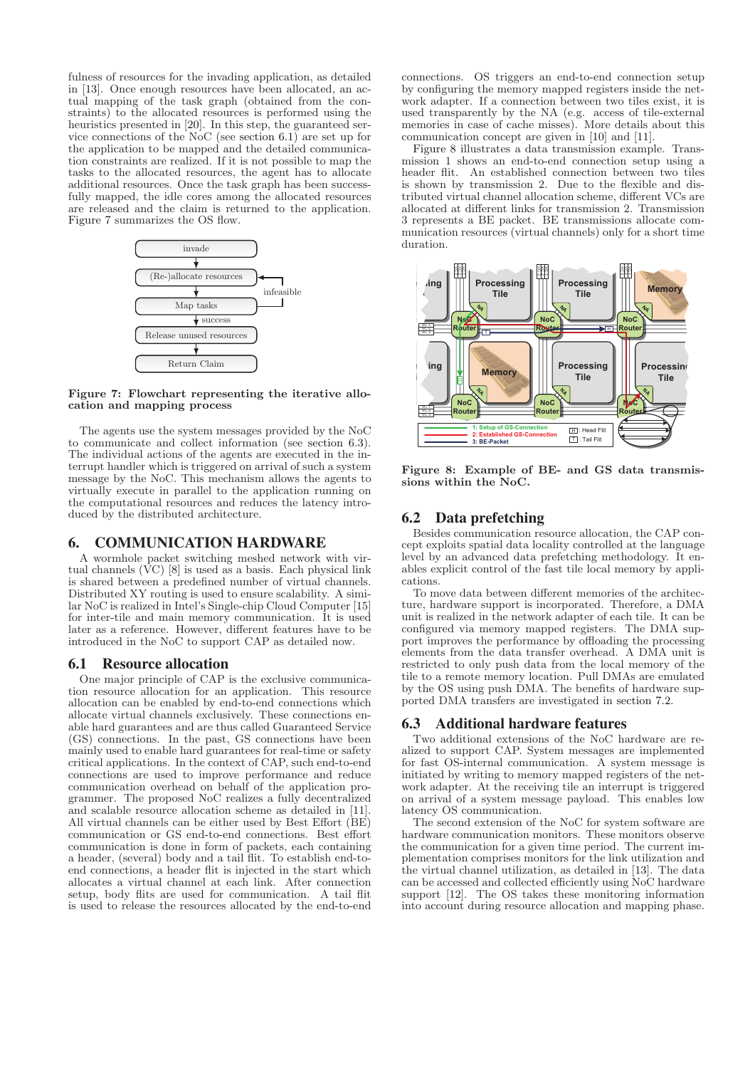fulness of resources for the invading application, as detailed in [13]. Once enough resources have been allocated, an actual mapping of the task graph (obtained from the constraints) to the allocated resources is performed using the heuristics presented in [20]. In this step, the guaranteed service connections of the NoC (see section 6.1) are set up for the application to be mapped and the detailed communication constraints are realized. If it is not possible to map the tasks to the allocated resources, the agent has to allocate additional resources. Once the task graph has been successfully mapped, the idle cores among the allocated resources are released and the claim is returned to the application. Figure 7 summarizes the OS flow.

**Figure 7: Flowchart representing the iterative allocation and mapping process**

The agents use the system messages provided by the NoC to communicate and collect information (see section 6.3). The individual actions of the agents are executed in the interrupt handler which is triggered on arrival of such a system message by the NoC. This mechanism allows the agents to virtually execute in parallel to the application running on the computational resources and reduces the latency introduced by the distributed architecture.

# 6. COMMUNICATION HARDWARE

A wormhole packet switching meshed network with virtual channels (VC) [8] is used as a basis. Each physical link is shared between a predefined number of virtual channels. Distributed XY routing is used to ensure scalability. A similar NoC is realized in Intel's Single-chip Cloud Computer [15] for inter-tile and main memory communication. It is used later as a reference. However, different features have to be introduced in the NoC to support CAP as detailed now.

## 6.1 Resource allocation

One major principle of CAP is the exclusive communication resource allocation for an application. This resource allocation can be enabled by end-to-end connections which allocate virtual channels exclusively. These connections enable hard guarantees and are thus called Guaranteed Service (GS) connections. In the past, GS connections have been mainly used to enable hard guarantees for real-time or safety critical applications. In the context of CAP, such end-to-end connections are used to improve performance and reduce communication overhead on behalf of the application programmer. The proposed NoC realizes a fully decentralized and scalable resource allocation scheme as detailed in [11]. All virtual channels can be either used by Best Effort (BE) communication or GS end-to-end connections. Best effort communication is done in form of packets, each containing a header, (several) body and a tail flit. To establish end-to-end connections, a header flit is injected in the start which allocates a virtual channel at each link. After connection setup, body flits are used for communication. A tail flit is used to release the resources allocated by the end-to-end connections. OS triggers an end-to-end connection setup by configuring the memory mapped registers inside the network adapter. If a connection between two tiles exist, it is used transparently by the NA (e.g. access of tile-external memories in case of cache misses). More details about this communication concept are given in [10] and [11].

Figure 8 illustrates a data transmission example. Transmission 1 shows an end-to-end connection setup using a header flit. An established connection between two tiles is shown by transmission 2. Due to the flexible and distributed virtual channel allocation scheme, different VCs are allocated at different links for transmission 2. Transmission 3 represents a BE packet. BE transmissions allocate communication resources (virtual channels) only for a short time duration.

**Figure 8: Example of BE- and GS data transmissions within the NoC.**

## 6.2 Data prefetching

Besides communication resource allocation, the CAP concept exploits spatial data locality controlled at the language level by an advanced data prefetching methodology. It enables explicit control of the fast tile local memory by applications.

To move data between different memories of the architecture, hardware support is incorporated. Therefore, a DMA unit is realized in the network adapter of each tile. It can be configured via memory mapped registers. The DMA support improves the performance by offloading the processing elements from the data transfer overhead. A DMA unit is restricted to only push data from the local memory of the tile to a remote memory location. Pull DMAs are emulated by the OS using push DMA. The benefits of hardware supported DMA transfers are investigated in section 7.2.

## 6.3 Additional hardware features

Two additional extensions of the NoC hardware are realized to support CAP. System messages are implemented for fast OS-internal communication. A system message is initiated by writing to memory mapped registers of the network adapter. At the receiving tile an interrupt is triggered on arrival of a system message payload. This enables low latency OS communication.

The second extension of the NoC for system software are hardware communication monitors. These monitors observe the communication for a given time period. The current implementation comprises monitors for the link utilization and the virtual channel utilization, as detailed in [13]. The data can be accessed and collected efficiently using NoC hardware support [12]. The OS takes these monitoring information into account during resource allocation and mapping phase.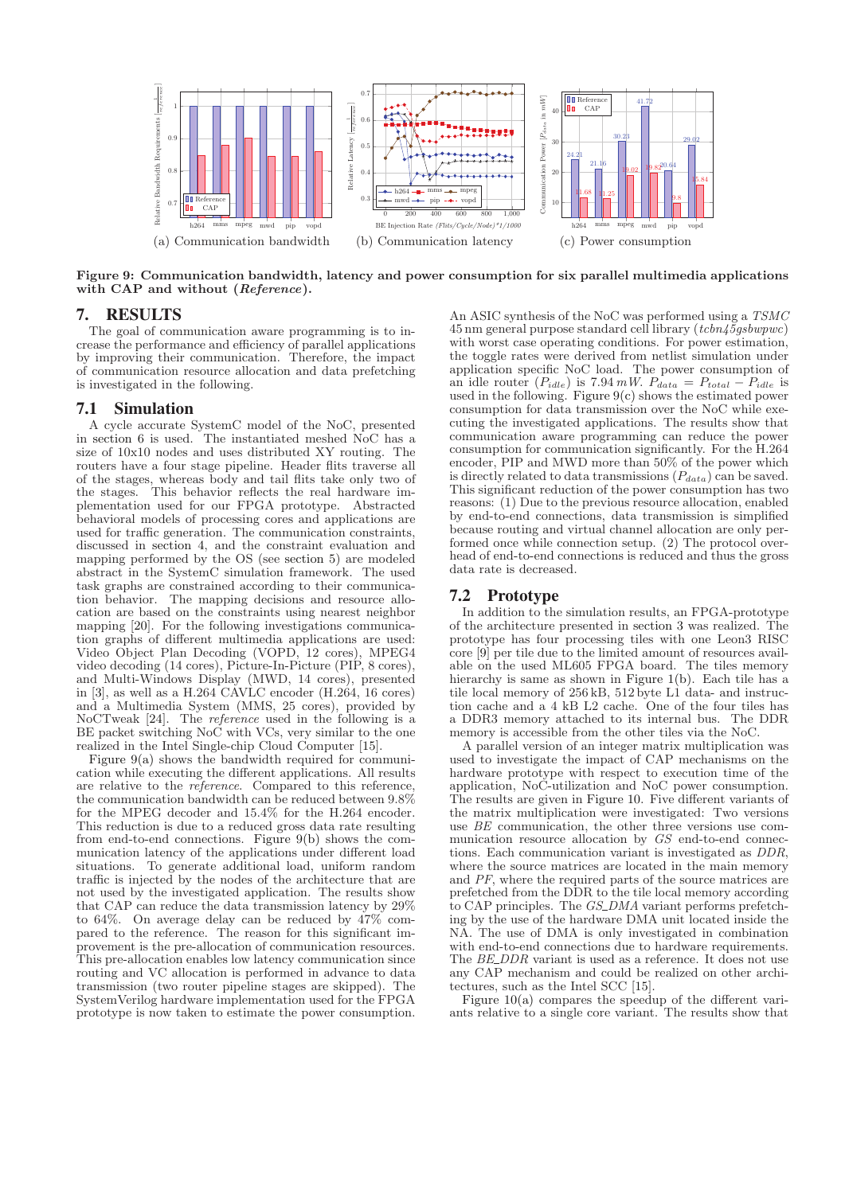(a) Communication bandwidth (b) Communication latency (c) Power consumption

**Figure 9: Communication bandwidth, latency and power consumption for six parallel multimedia applications with CAP and without (*Reference*).**

## 7. RESULTS

The goal of communication aware programming is to increase the performance and efficiency of parallel applications by improving their communication. Therefore, the impact of communication resource allocation and data prefetching is investigated in the following.

### 7.1 Simulation

A cycle accurate SystemC model of the NoC, presented in section 6 is used. The instantiated meshed NoC has a size of 10x10 nodes and uses distributed XY routing. The routers have a four stage pipeline. Header flits traverse all of the stages, whereas body and tail flits take only two of the stages. This behavior reflects the real hardware implementation used for our FPGA prototype. Abstracted behavioral models of processing cores and applications are used for traffic generation. The communication constraints, discussed in section 4, and the constraint evaluation and mapping performed by the OS (see section 5) are modeled abstract in the SystemC simulation framework. The used task graphs are constrained according to their communication behavior. The mapping decisions and resource allocation are based on the constraints using nearest neighbor mapping [20]. For the following investigations communication graphs of different multimedia applications are used: Video Object Plan Decoding (VOPD, 12 cores), MPEG4 video decoding (14 cores), Picture-In-Picture (PIP, 8 cores), and Multi-Windows Display (MWD, 14 cores), presented in [3], as well as a H.264 CAVLC encoder (H.264, 16 cores) and a Multimedia System (MMS, 25 cores), provided by NoCTweak [24]. The *reference* used in the following is a BE packet switching NoC with VCs, very similar to the one realized in the Intel Single-chip Cloud Computer [15].

Figure 9(a) shows the bandwidth required for communication while executing the different applications. All results are relative to the *reference*. Compared to this reference, the communication bandwidth can be reduced between 9.8% for the MPEG decoder and 15.4% for the H.264 encoder. This reduction is due to a reduced gross data rate resulting from end-to-end connections. Figure 9(b) shows the communication latency of the applications under different load situations. To generate additional load, uniform random traffic is injected by the nodes of the architecture that are not used by the investigated application. The results show that CAP can reduce the data transmission latency by 29% to 64%. On average delay can be reduced by 47% compared to the reference. The reason for this significant improvement is the pre-allocation of communication resources. This pre-allocation enables low latency communication since routing and VC allocation is performed in advance to data transmission (two router pipeline stages are skipped). The SystemVerilog hardware implementation used for the FPGA prototype is now taken to estimate the power consumption.

An ASIC synthesis of the NoC was performed using a *TSMC* 45 nm general purpose standard cell library (*tcbn45gsbwpwc*) with worst case operating conditions. For power estimation, the toggle rates were derived from netlist simulation under application specific NoC load. The power consumption of an idle router ($P_{idle}$) is 7.94 $mW$. $P_{data} = P_{total} - P_{idle}$ is used in the following. Figure 9(c) shows the estimated power consumption for data transmission over the NoC while executing the investigated applications. The results show that communication aware programming can reduce the power consumption for communication significantly. For the H.264 encoder, PIP and MWD more than 50% of the power which is directly related to data transmissions ($P_{data}$) can be saved. This significant reduction of the power consumption has two reasons: (1) Due to the previous resource allocation, enabled by end-to-end connections, data transmission is simplified because routing and virtual channel allocation are only performed once while connection setup. (2) The protocol overhead of end-to-end connections is reduced and thus the gross data rate is decreased.

### 7.2 Prototype

In addition to the simulation results, an FPGA-prototype of the architecture presented in section 3 was realized. The prototype has four processing tiles with one Leon3 RISC core [9] per tile due to the limited amount of resources available on the used ML605 FPGA board. The tiles memory hierarchy is same as shown in Figure 1(b). Each tile has a tile local memory of 256 kB, 512 byte L1 data- and instruction cache and a 4 kB L2 cache. One of the four tiles has a DDR3 memory attached to its internal bus. The DDR memory is accessible from the other tiles via the NoC.

A parallel version of an integer matrix multiplication was used to investigate the impact of CAP mechanisms on the hardware prototype with respect to execution time of the application, NoC-utilization and NoC power consumption. The results are given in Figure 10. Five different variants of the matrix multiplication were investigated: Two versions use *BE* communication, the other three versions use communication resource allocation by *GS* end-to-end connections. Each communication variant is investigated as *DDR*, where the source matrices are located in the main memory and *PF*, where the required parts of the source matrices are prefetched from the DDR to the tile local memory according to CAP principles. The *GS_DMA* variant performs prefetching by the use of the hardware DMA unit located inside the NA. The use of DMA is only investigated in combination with end-to-end connections due to hardware requirements. The *BE_DDR* variant is used as a reference. It does not use any CAP mechanism and could be realized on other architectures, such as the Intel SCC [15].

Figure 10(a) compares the speedup of the different variants relative to a single core variant. The results show that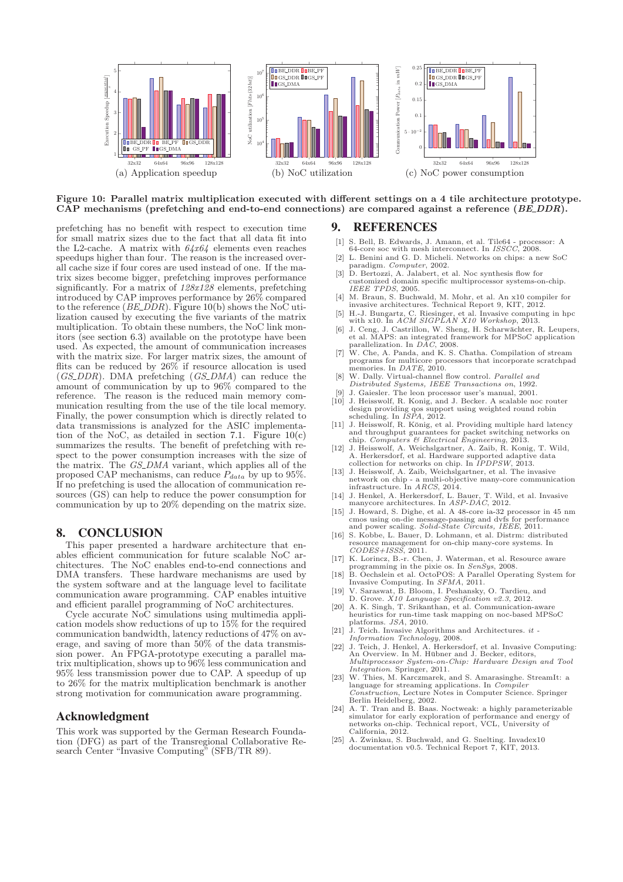(a) Application speedup

Execution Speedup [$\frac{t_{sequential}}{t}$]

BE_DDR BE_PF GS_DDR GS_PF GS_DMA

32x32 64x64 96x96 128x128

(b) NoC utilization

NoC utilization [Flits(32bit)]

BE_DDR BE_PF GS_DDR GS_PF GS_DMA

32x32 64x64 96x96 128x128

(c) NoC power consumption

Communication Power [$P_{data}$ in mW]

BE_DDR BE_PF GS_DDR GS_PF GS_DMA

32x32 64x64 96x96 128x128

**Figure 10: Parallel matrix multiplication executed with different settings on a 4 tile architecture prototype. CAP mechanisms (prefetching and end-to-end connections) are compared against a reference (*BE_DDR*).**

prefetching has no benefit with respect to execution time for small matrix sizes due to the fact that all data fit into the L2-cache. A matrix with *64x64* elements even reaches speedups higher than four. The reason is the increased overall cache size if four cores are used instead of one. If the matrix sizes become bigger, prefetching improves performance significantly. For a matrix of *128x128* elements, prefetching introduced by CAP improves performance by 26% compared to the reference (*BE_DDR*). Figure 10(b) shows the NoC utilization caused by executing the five variants of the matrix multiplication. To obtain these numbers, the NoC link monitors (see section 6.3) available on the prototype have been used. As expected, the amount of communication increases with the matrix size. For larger matrix sizes, the amount of flits can be reduced by 26% if resource allocation is used (*GS_DDR*). DMA prefetching (*GS_DMA*) can reduce the amount of communication by up to 96% compared to the reference. The reason is the reduced main memory communication resulting from the use of the tile local memory. Finally, the power consumption which is directly related to data transmissions is analyzed for the ASIC implementation of the NoC, as detailed in section 7.1. Figure 10(c) summarizes the results. The benefit of prefetching with respect to the power consumption increases with the size of the matrix. The *GS_DMA* variant, which applies all of the proposed CAP mechanisms, can reduce $P_{data}$ by up to 95%. If no prefetching is used the allocation of communication resources (GS) can help to reduce the power consumption for communication by up to 20% depending on the matrix size.

## 8. CONCLUSION

This paper presented a hardware architecture that enables efficient communication for future scalable NoC architectures. The NoC enables end-to-end connections and DMA transfers. These hardware mechanisms are used by the system software and at the language level to facilitate communication aware programming. CAP enables intuitive and efficient parallel programming of NoC architectures.

Cycle accurate NoC simulations using multimedia application models show reductions of up to 15% for the required communication bandwidth, latency reductions of 47% on average, and saving of more than 50% of the data transmission power. An FPGA-prototype executing a parallel matrix multiplication, shows up to 96% less communication and 95% less transmission power due to CAP. A speedup of up to 26% for the matrix multiplication benchmark is another strong motivation for communication aware programming.

## Acknowledgment

This work was supported by the German Research Foundation (DFG) as part of the Transregional Collaborative Research Center "Invasive Computing" (SFB/TR 89).

## 9. REFERENCES

[1] S. Bell, B. Edwards, J. Amann, et al. Tile64 - processor: A 64-core soc with mesh interconnect. In *ISSCC*, 2008.

[2] L. Benini and G. D. Micheli. Networks on chips: a new SoC paradigm. *Computer*, 2002.

[3] D. Bertozzi, A. Jalabert, et al. Noc synthesis flow for customized domain specific multiprocessor systems-on-chip. *IEEE TPDS*, 2005.

[4] M. Braun, S. Buchwald, M. Mohr, et al. An x10 compiler for invasive architectures. Technical Report 9, KIT, 2012.

[5] H.-J. Bungartz, C. Riesinger, et al. Invasive computing in hpc with x10. In *ACM SIGPLAN X10 Workshop*, 2013.

[6] J. Ceng, J. Castrillon, W. Sheng, H. Scharwächter, R. Leupers, et al. MAPS: an integrated framework for MPSoC application parallelization. In *DAC*, 2008.

[7] W. Che, A. Panda, and K. S. Chatha. Compilation of stream programs for multicore processors that incorporate scratchpad memories. In *DATE*, 2010.

[8] W. Dally. Virtual-channel flow control. *Parallel and Distributed Systems, IEEE Transactions on*, 1992.

[9] J. Gaiesler. The leon processor user's manual, 2001.

[10] J. Heisswolf, R. Konig, and J. Becker. A scalable noc router design providing qos support using weighted round robin scheduling. In *ISPA*, 2012.

[11] J. Heisswolf, R. König, et al. Providing multiple hard latency and throughput guarantees for packet switching networks on chip. *Computers & Electrical Engineering*, 2013.

[12] J. Heisswolf, A. Weichslgartner, A. Zaib, R. Konig, T. Wild, A. Herkersdorf, et al. Hardware supported adaptive data collection for networks on chip. In *IPDPSW*, 2013.

[13] J. Heisswolf, A. Zaib, Weichslgartner, et al. The invasive network on chip - a multi-objective many-core communication infrastructure. In *ARCS*, 2014.

[14] J. Henkel, A. Herkersdorf, L. Bauer, T. Wild, et al. Invasive manycore architectures. In *ASP-DAC*, 2012.

[15] J. Howard, S. Dighe, et al. A 48-core ia-32 processor in 45 nm cmos using on-die message-passing and dvfs for performance and power scaling. *Solid-State Circuits, IEEE*, 2011.

[16] S. Kobbe, L. Bauer, D. Lohmann, et al. Distrm: distributed resource management for on-chip many-core systems. In *CODES+ISSS*, 2011.

[17] K. Lorincz, B.-r. Chen, J. Waterman, et al. Resource aware programming in the pixie os. In *SenSys*, 2008.

[18] B. Oechslein et al. OctoPOS: A Parallel Operating System for Invasive Computing. In *SFMA*, 2011.

[19] V. Saraswat, B. Bloom, I. Peshansky, O. Tardieu, and D. Grove. *X10 Language Specification v2.3*, 2012.

[20] A. K. Singh, T. Srikanthan, et al. Communication-aware heuristics for run-time task mapping on noc-based MPSoC platforms. *JSA*, 2010.

[21] J. Teich. Invasive Algorithms and Architectures. *it - Information Technology*, 2008.

[22] J. Teich, J. Henkel, A. Herkersdorf, et al. Invasive Computing: An Overview. In M. Hübner and J. Becker, editors, *Multiprocessor System-on-Chip: Hardware Design and Tool Integration*. Springer, 2011.

[23] W. Thies, M. Karczmarek, and S. Amarasinghe. StreamIt: a language for streaming applications. In *Compiler Construction*, Lecture Notes in Computer Science. Springer Berlin Heidelberg, 2002.

[24] A. T. Tran and B. Baas. Noctweak: a highly parameterizable simulator for early exploration of performance and energy of networks on-chip. Technical report, VCL, University of California, 2012.

[25] A. Zwinkau, S. Buchwald, and G. Snelting. Invadex10 documentation v0.5. Technical Report 7, KIT, 2013.